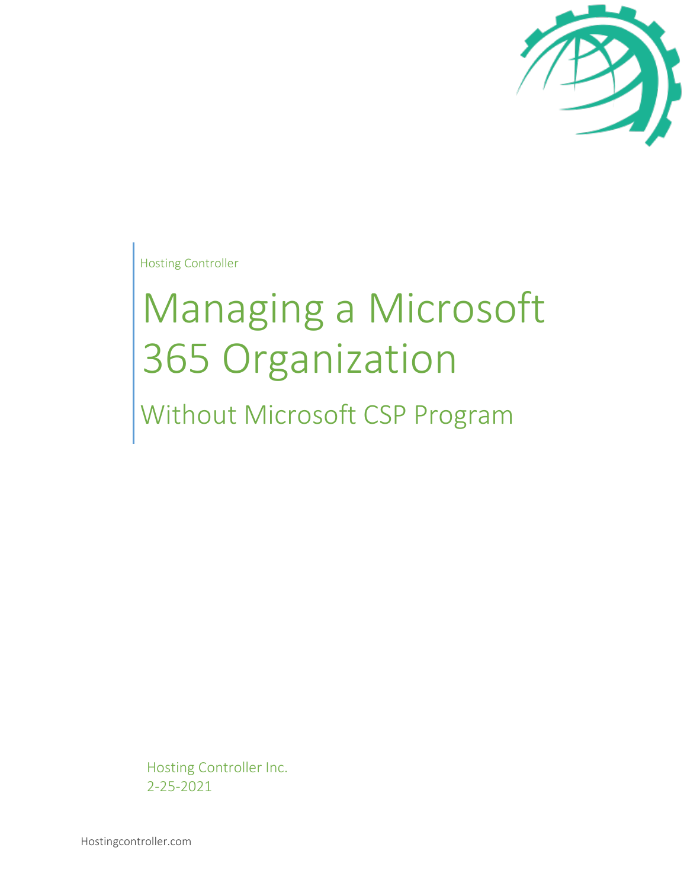Hosting Controller

# Managing a Microsoft 365 Organization

## Without Microsoft CSP Program

Hosting Controller Inc.
2-25-2021

Hostingcontroller.com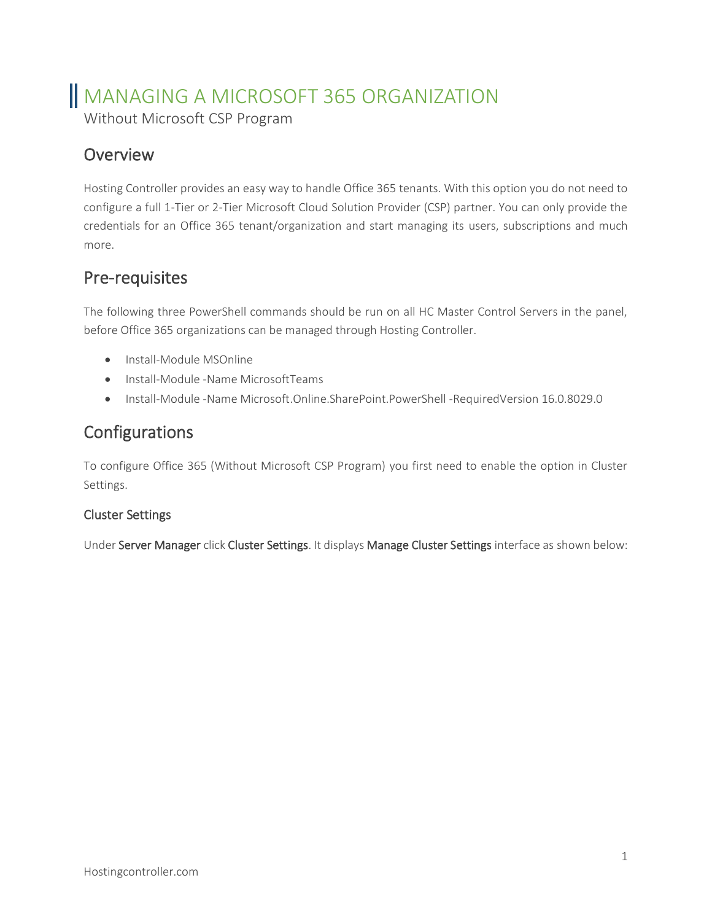# MANAGING A MICROSOFT 365 ORGANIZATION

Without Microsoft CSP Program

## Overview

Hosting Controller provides an easy way to handle Office 365 tenants. With this option you do not need to configure a full 1-Tier or 2-Tier Microsoft Cloud Solution Provider (CSP) partner. You can only provide the credentials for an Office 365 tenant/organization and start managing its users, subscriptions and much more.

## Pre-requisites

The following three PowerShell commands should be run on all HC Master Control Servers in the panel, before Office 365 organizations can be managed through Hosting Controller.

- Install-Module MSOnline
- Install-Module -Name MicrosoftTeams
- Install-Module -Name Microsoft.Online.SharePoint.PowerShell -RequiredVersion 16.0.8029.0

## Configurations

To configure Office 365 (Without Microsoft CSP Program) you first need to enable the option in Cluster Settings.

### Cluster Settings

Under Server Manager click Cluster Settings. It displays Manage Cluster Settings interface as shown below: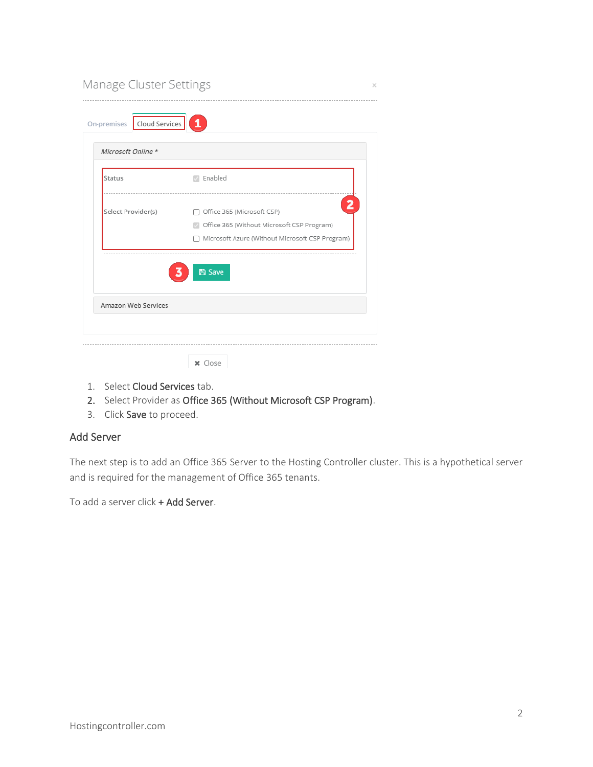1. Select **Cloud Services** tab.
2. Select Provider as **Office 365 (Without Microsoft CSP Program)**.
3. Click **Save** to proceed.

## Add Server

The next step is to add an Office 365 Server to the Hosting Controller cluster. This is a hypothetical server and is required for the management of Office 365 tenants.

To add a server click **+ Add Server**.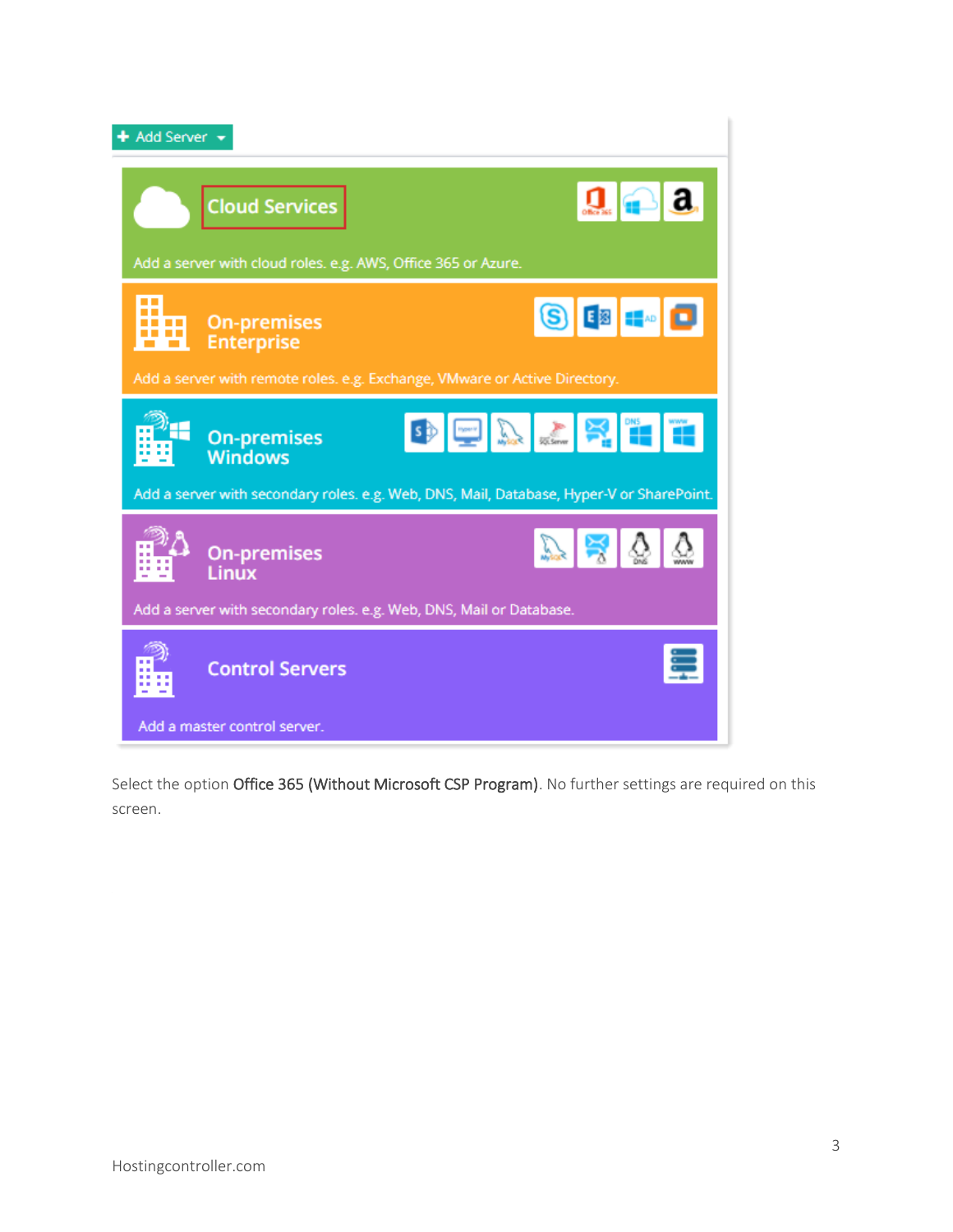Add Server

**Cloud Services**

Add a server with cloud roles. e.g. AWS, Office 365 or Azure.

**On-premises Enterprise**

Add a server with remote roles. e.g. Exchange, VMware or Active Directory.

**On-premises Windows**

Add a server with secondary roles. e.g. Web, DNS, Mail, Database, Hyper-V or SharePoint.

**On-premises Linux**

Add a server with secondary roles. e.g. Web, DNS, Mail or Database.

**Control Servers**

Add a master control server.

Select the option Office 365 (Without Microsoft CSP Program). No further settings are required on this screen.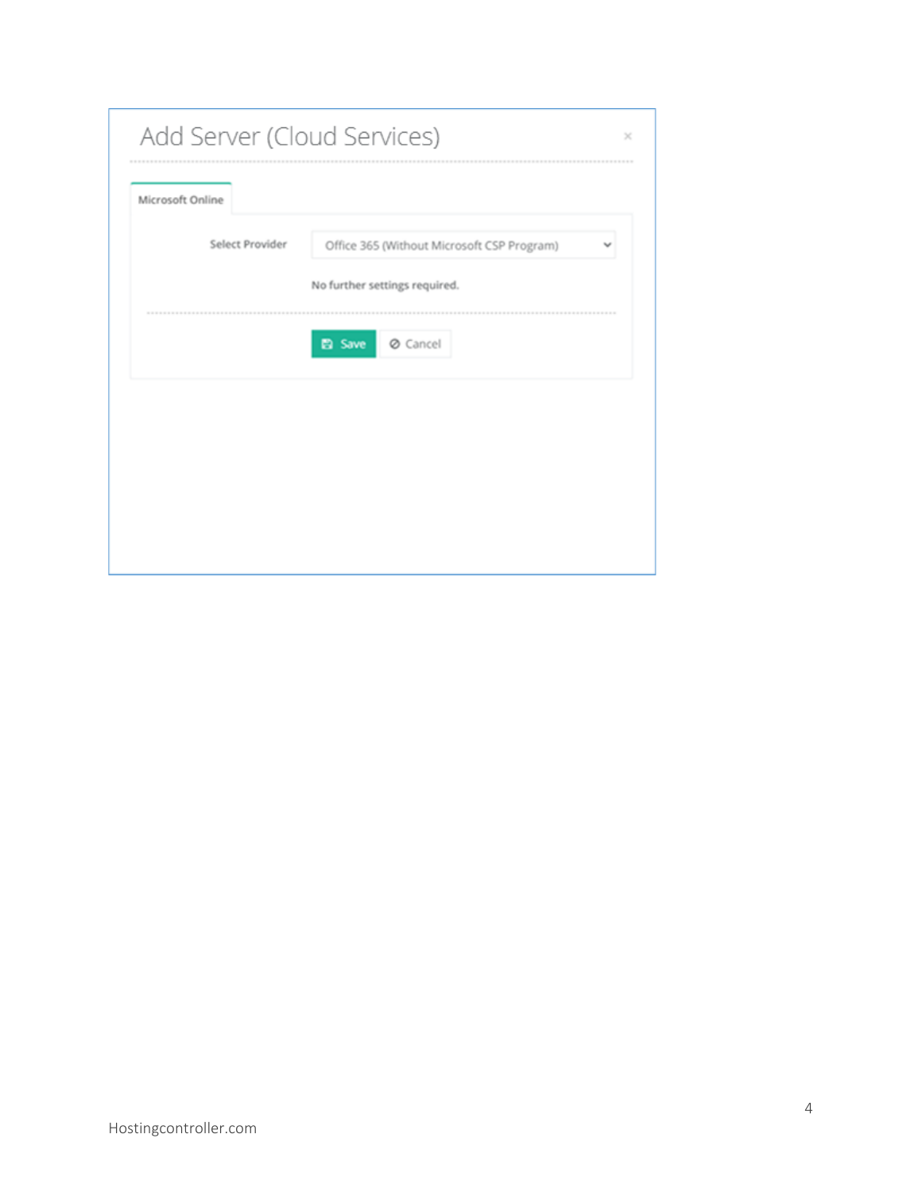Add Server (Cloud Services)

Microsoft Online

Select Provider: Office 365 (Without Microsoft CSP Program)

No further settings required.

Save | Cancel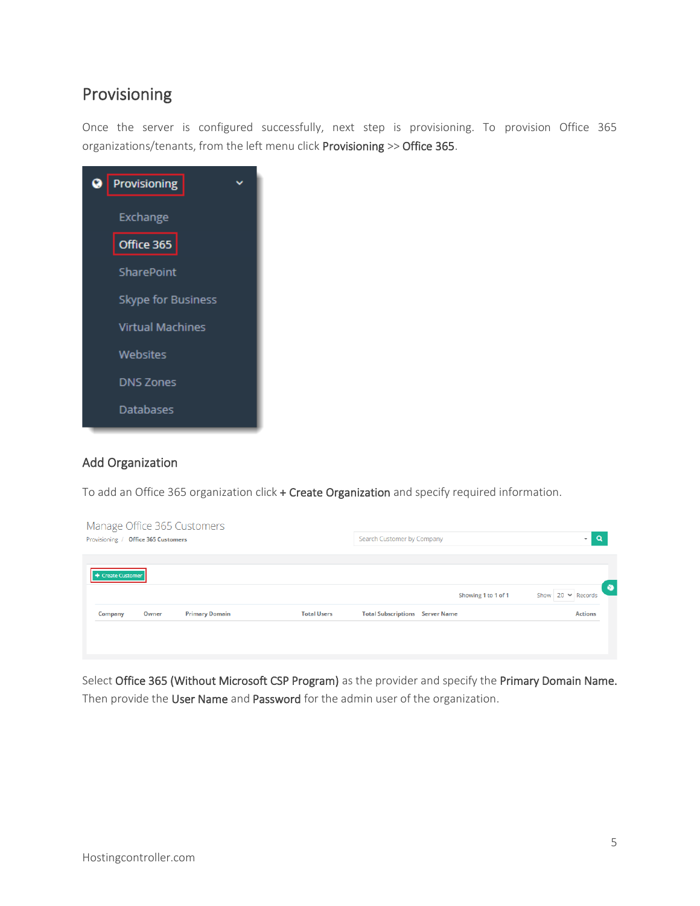## Provisioning

Once the server is configured successfully, next step is provisioning. To provision Office 365 organizations/tenants, from the left menu click **Provisioning** >> **Office 365**.

### Add Organization

To add an Office 365 organization click **+ Create Organization** and specify required information.

Select **Office 365 (Without Microsoft CSP Program)** as the provider and specify the **Primary Domain Name.** Then provide the **User Name** and **Password** for the admin user of the organization.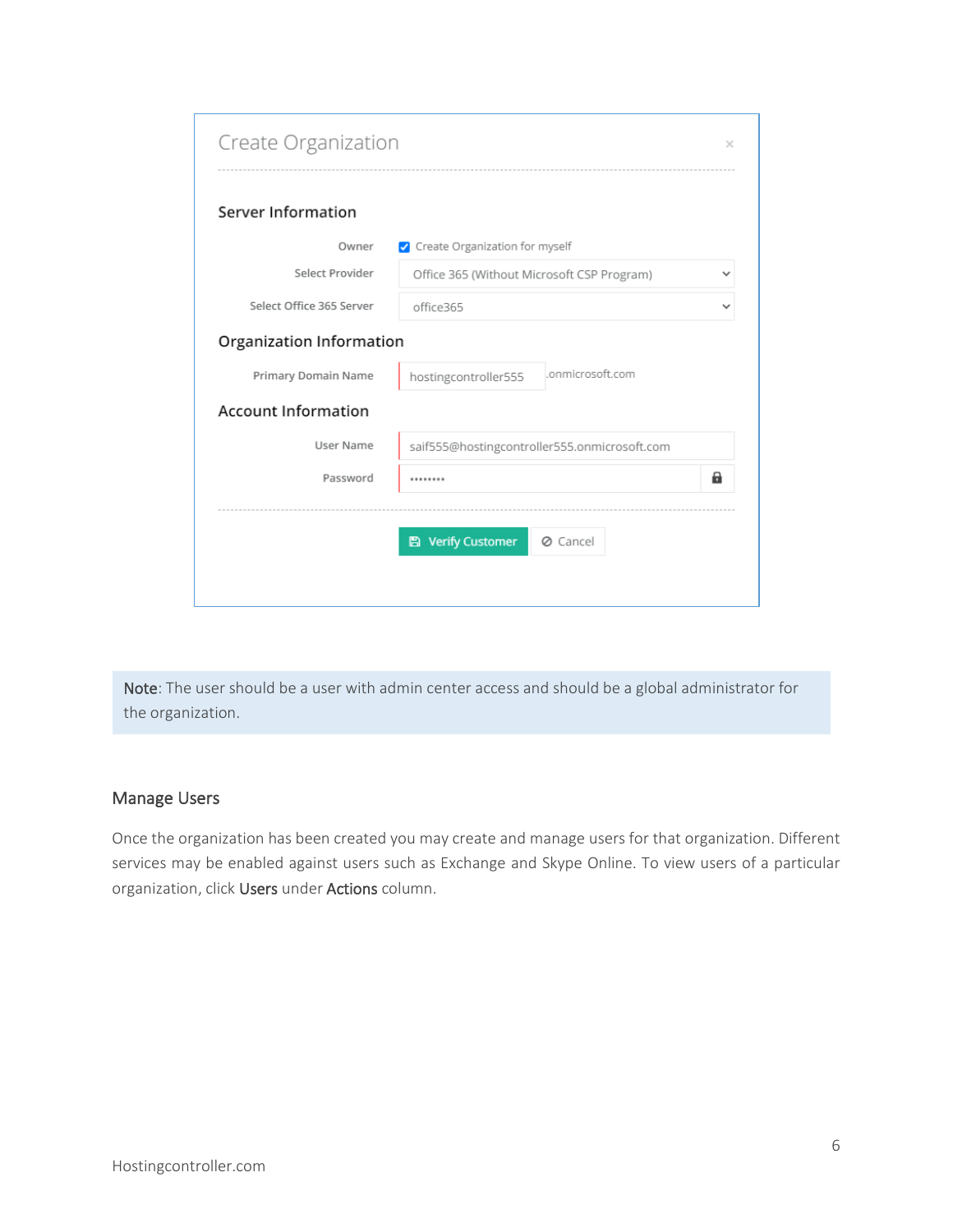**Create Organization**

**Server Information**

Owner: ☑ Create Organization for myself

Select Provider: Office 365 (Without Microsoft CSP Program)

Select Office 365 Server: office365

**Organization Information**

Primary Domain Name: hostingcontroller555 .onmicrosoft.com

**Account Information**

User Name: saif555@hostingcontroller555.onmicrosoft.com

Password: ••••••••

Verify Customer | Cancel

**Note**: The user should be a user with admin center access and should be a global administrator for the organization.

## Manage Users

Once the organization has been created you may create and manage users for that organization. Different services may be enabled against users such as Exchange and Skype Online. To view users of a particular organization, click **Users** under **Actions** column.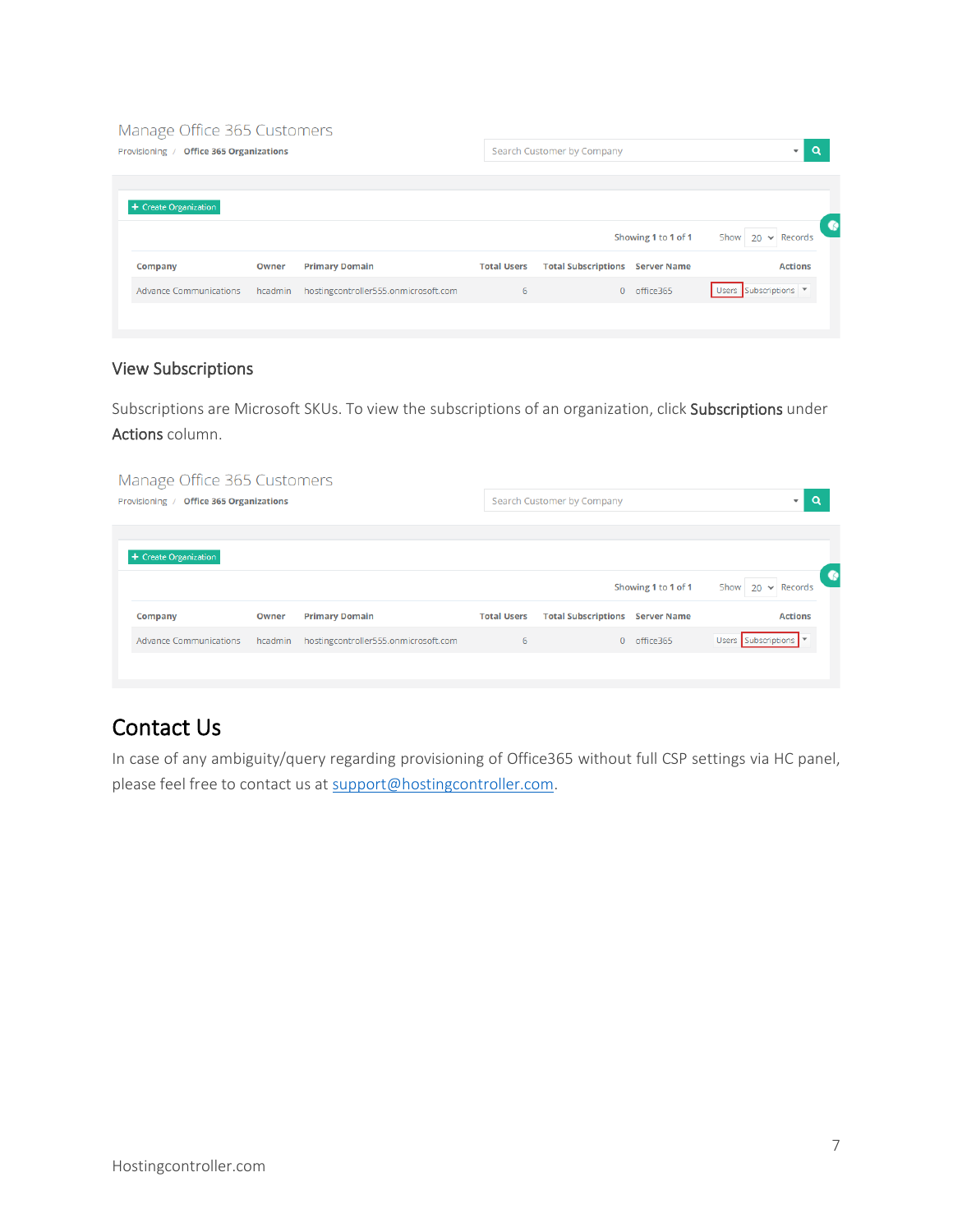Manage Office 365 Customers

Provisioning / **Office 365 Organizations**

Search Customer by Company

+ Create Organization

Showing 1 to 1 of 1 Show 20 Records

| Company | Owner | Primary Domain | Total Users | Total Subscriptions | Server Name | Actions |
|---|---|---|---|---|---|---|
| Advance Communications | hcadmin | hostingcontroller555.onmicrosoft.com | 6 | 0 | office365 | Users Subscriptions |

## View Subscriptions

Subscriptions are Microsoft SKUs. To view the subscriptions of an organization, click **Subscriptions** under **Actions** column.

Manage Office 365 Customers

Provisioning / **Office 365 Organizations**

Search Customer by Company

+ Create Organization

Showing 1 to 1 of 1 Show 20 Records

| Company | Owner | Primary Domain | Total Users | Total Subscriptions | Server Name | Actions |
|---|---|---|---|---|---|---|
| Advance Communications | hcadmin | hostingcontroller555.onmicrosoft.com | 6 | 0 | office365 | Users Subscriptions |

# Contact Us

In case of any ambiguity/query regarding provisioning of Office365 without full CSP settings via HC panel, please feel free to contact us at support@hostingcontroller.com.